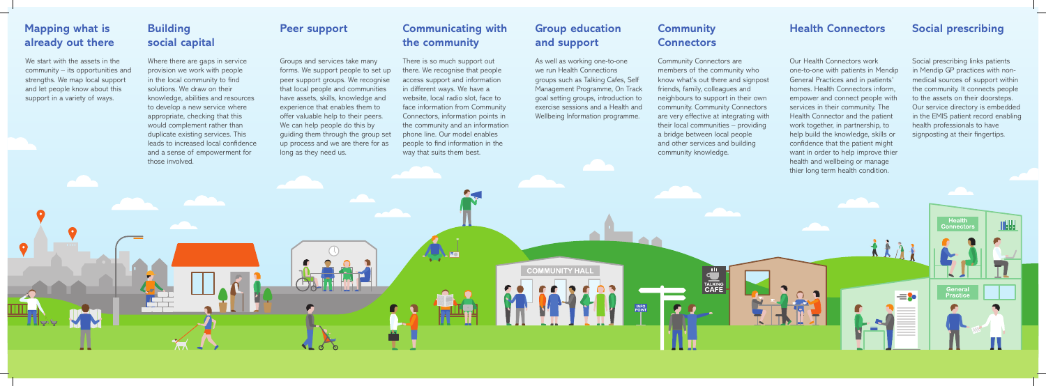## Mapping what is already out there

We start with the assets in the community – its opportunities and strengths. We map local support and let people know about this support in a variety of ways.

## Building social capital

Where there are gaps in service provision we work with people in the local community to find solutions. We draw on their knowledge, abilities and resources to develop a new service where appropriate, checking that this would complement rather than duplicate existing services. This leads to increased local confidence and a sense of empowerment for those involved.

## Peer support

Groups and services take many forms. We support people to set up peer support groups. We recognise that local people and communities have assets, skills, knowledge and experience that enables them to offer valuable help to their peers. We can help people do this by guiding them through the group set up process and we are there for as long as they need us.

## Communicating with the community

There is so much support out there. We recognise that people access support and information in different ways. We have a website, local radio slot, face to face information from Community Connectors, information points in the community and an information phone line. Our model enables people to find information in the way that suits them best.

## Group education and support

As well as working one-to-one we run Health Connections groups such as Talking Cafes, Self Management Programme, On Track goal setting groups, introduction to exercise sessions and a Health and Wellbeing Information programme.

## Community Connectors

Community Connectors are members of the community who know what's out there and signpost friends, family, colleagues and neighbours to support in their own community. Community Connectors are very effective at integrating with their local communities – providing a bridge between local people and other services and building community knowledge.

## Health Connectors

Our Health Connectors work one-to-one with patients in Mendip General Practices and in patients' homes. Health Connectors inform, empower and connect people with services in their community. The Health Connector and the patient work together, in partnership, to help build the knowledge, skills or confidence that the patient might want in order to help improve thier health and wellbeing or manage thier long term health condition.

## Social prescribing

Social prescribing links patients in Mendip GP practices with non-medical sources of support within the community. It connects people to the assets on their doorsteps. Our service directory is embedded in the EMIS patient record enabling health professionals to have signposting at their fingertips.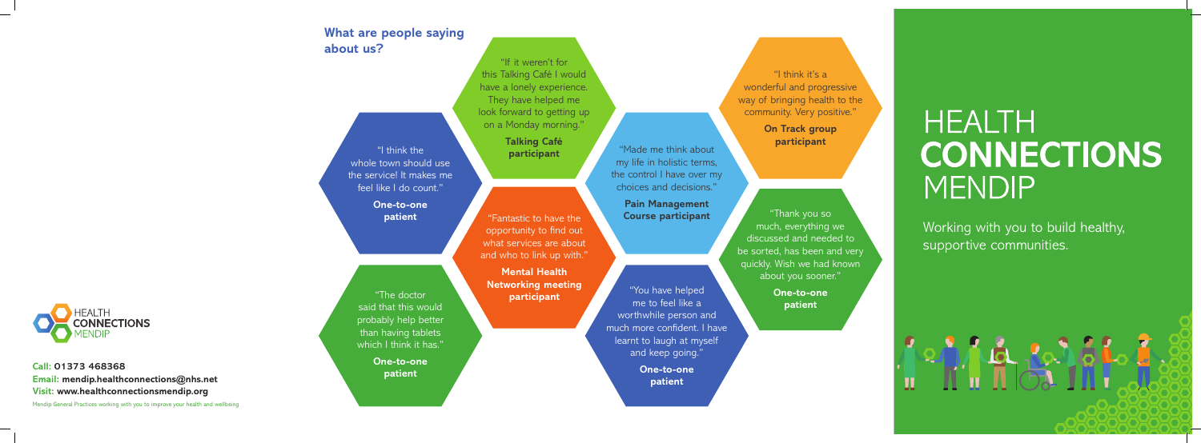## What are people saying about us?

"I think the whole town should use the service! It makes me feel like I do count."

**One-to-one patient**

"If it weren't for this Talking Café I would have a lonely experience. They have helped me look forward to getting up on a Monday morning."

**Talking Café participant**

"Fantastic to have the opportunity to find out what services are about and who to link up with."

**Mental Health Networking meeting participant**

"The doctor said that this would probably help better than having tablets which I think it has."

**One-to-one patient**

"Made me think about my life in holistic terms, the control I have over my choices and decisions."

**Pain Management Course participant**

"You have helped me to feel like a worthwhile person and much more confident. I have learnt to laugh at myself and keep going."

**One-to-one patient**

"I think it's a wonderful and progressive way of bringing health to the community. Very positive."

**On Track group participant**

"Thank you so much, everything we discussed and needed to be sorted, has been and very quickly. Wish we had known about you sooner."

**One-to-one patient**

HEALTH CONNECTIONS MENDIP

**Call:** 01373 468368
**Email:** mendip.healthconnections@nhs.net
**Visit:** www.healthconnectionsmendip.org

Mendip General Practices working with you to improve your health and wellbeing

# HEALTH **CONNECTIONS** MENDIP

Working with you to build healthy, supportive communities.